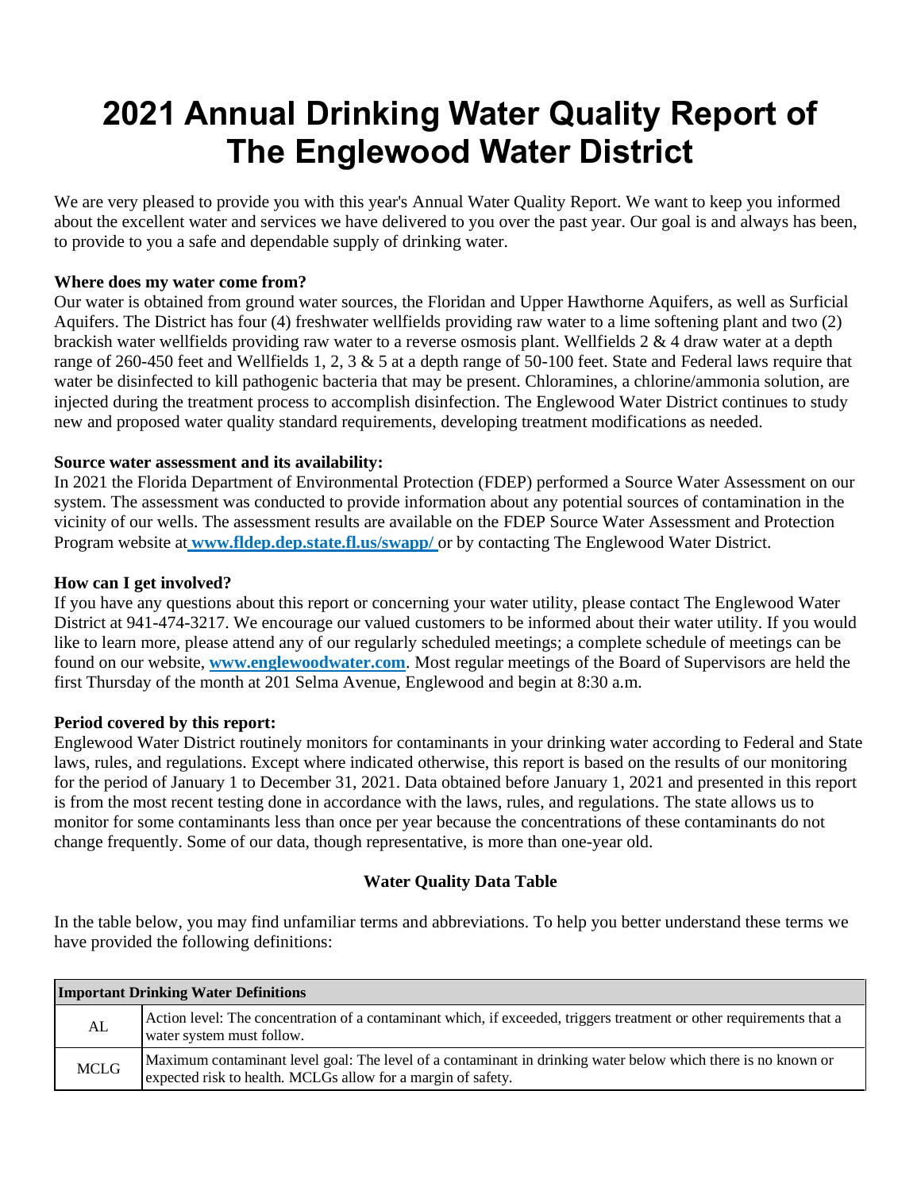# 2021 Annual Drinking Water Quality Report of The Englewood Water District

We are very pleased to provide you with this year's Annual Water Quality Report. We want to keep you informed about the excellent water and services we have delivered to you over the past year. Our goal is and always has been, to provide to you a safe and dependable supply of drinking water.

**Where does my water come from?**

Our water is obtained from ground water sources, the Floridan and Upper Hawthorne Aquifers, as well as Surficial Aquifers. The District has four (4) freshwater wellfields providing raw water to a lime softening plant and two (2) brackish water wellfields providing raw water to a reverse osmosis plant. Wellfields 2 & 4 draw water at a depth range of 260-450 feet and Wellfields 1, 2, 3 & 5 at a depth range of 50-100 feet. State and Federal laws require that water be disinfected to kill pathogenic bacteria that may be present. Chloramines, a chlorine/ammonia solution, are injected during the treatment process to accomplish disinfection. The Englewood Water District continues to study new and proposed water quality standard requirements, developing treatment modifications as needed.

**Source water assessment and its availability:**

In 2021 the Florida Department of Environmental Protection (FDEP) performed a Source Water Assessment on our system. The assessment was conducted to provide information about any potential sources of contamination in the vicinity of our wells. The assessment results are available on the FDEP Source Water Assessment and Protection Program website at **www.fldep.dep.state.fl.us/swapp/** or by contacting The Englewood Water District.

**How can I get involved?**

If you have any questions about this report or concerning your water utility, please contact The Englewood Water District at 941-474-3217. We encourage our valued customers to be informed about their water utility. If you would like to learn more, please attend any of our regularly scheduled meetings; a complete schedule of meetings can be found on our website, **www.englewoodwater.com**. Most regular meetings of the Board of Supervisors are held the first Thursday of the month at 201 Selma Avenue, Englewood and begin at 8:30 a.m.

**Period covered by this report:**

Englewood Water District routinely monitors for contaminants in your drinking water according to Federal and State laws, rules, and regulations. Except where indicated otherwise, this report is based on the results of our monitoring for the period of January 1 to December 31, 2021. Data obtained before January 1, 2021 and presented in this report is from the most recent testing done in accordance with the laws, rules, and regulations. The state allows us to monitor for some contaminants less than once per year because the concentrations of these contaminants do not change frequently. Some of our data, though representative, is more than one-year old.

**Water Quality Data Table**

In the table below, you may find unfamiliar terms and abbreviations. To help you better understand these terms we have provided the following definitions:

| Important Drinking Water Definitions | |
|---|---|
| AL | Action level: The concentration of a contaminant which, if exceeded, triggers treatment or other requirements that a water system must follow. |
| MCLG | Maximum contaminant level goal: The level of a contaminant in drinking water below which there is no known or expected risk to health. MCLGs allow for a margin of safety. |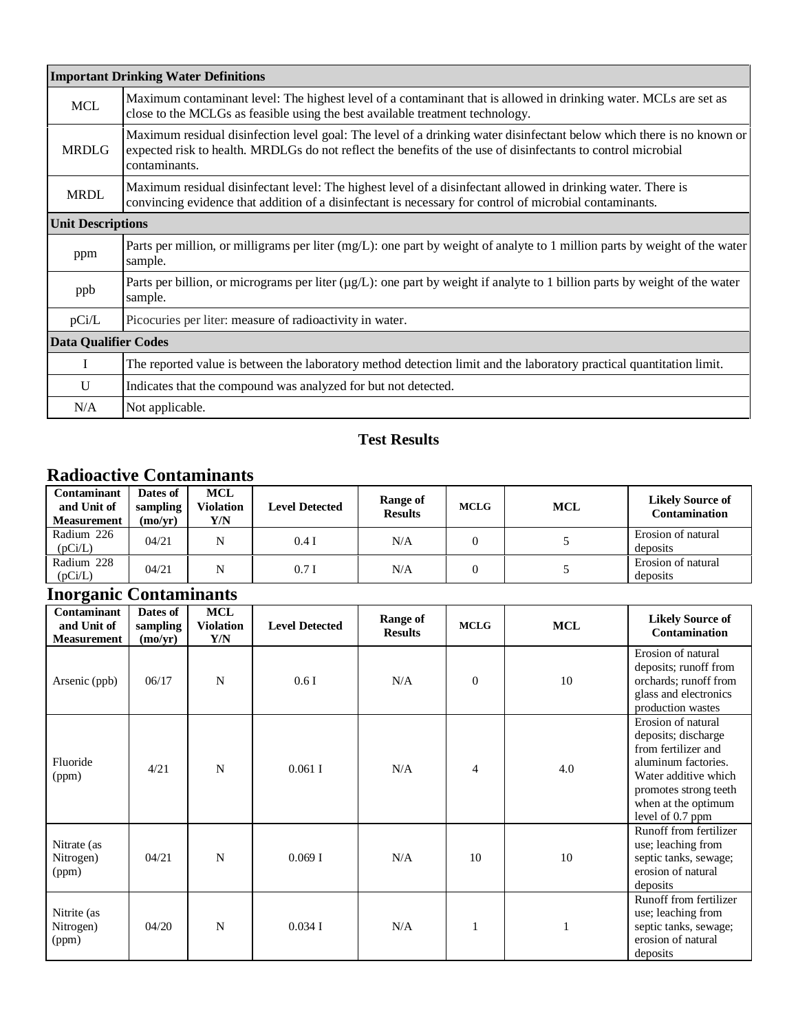| Important Drinking Water Definitions | |
|---|---|
| MCL | Maximum contaminant level: The highest level of a contaminant that is allowed in drinking water. MCLs are set as close to the MCLGs as feasible using the best available treatment technology. |
| MRDLG | Maximum residual disinfection level goal: The level of a drinking water disinfectant below which there is no known or expected risk to health. MRDLGs do not reflect the benefits of the use of disinfectants to control microbial contaminants. |
| MRDL | Maximum residual disinfectant level: The highest level of a disinfectant allowed in drinking water. There is convincing evidence that addition of a disinfectant is necessary for control of microbial contaminants. |
| **Unit Descriptions** | |
| ppm | Parts per million, or milligrams per liter (mg/L): one part by weight of analyte to 1 million parts by weight of the water sample. |
| ppb | Parts per billion, or micrograms per liter (µg/L): one part by weight if analyte to 1 billion parts by weight of the water sample. |
| pCi/L | Picocuries per liter: measure of radioactivity in water. |
| **Data Qualifier Codes** | |
| I | The reported value is between the laboratory method detection limit and the laboratory practical quantitation limit. |
| U | Indicates that the compound was analyzed for but not detected. |
| N/A | Not applicable. |

## Test Results

## Radioactive Contaminants

| Contaminant and Unit of Measurement | Dates of sampling (mo/yr) | MCL Violation Y/N | Level Detected | Range of Results | MCLG | MCL | Likely Source of Contamination |
|---|---|---|---|---|---|---|---|
| Radium 226 (pCi/L) | 04/21 | N | 0.4 I | N/A | 0 | 5 | Erosion of natural deposits |
| Radium 228 (pCi/L) | 04/21 | N | 0.7 I | N/A | 0 | 5 | Erosion of natural deposits |

## Inorganic Contaminants

| Contaminant and Unit of Measurement | Dates of sampling (mo/yr) | MCL Violation Y/N | Level Detected | Range of Results | MCLG | MCL | Likely Source of Contamination |
|---|---|---|---|---|---|---|---|
| Arsenic (ppb) | 06/17 | N | 0.6 I | N/A | 0 | 10 | Erosion of natural deposits; runoff from orchards; runoff from glass and electronics production wastes |
| Fluoride (ppm) | 4/21 | N | 0.061 I | N/A | 4 | 4.0 | Erosion of natural deposits; discharge from fertilizer and aluminum factories. Water additive which promotes strong teeth when at the optimum level of 0.7 ppm |
| Nitrate (as Nitrogen) (ppm) | 04/21 | N | 0.069 I | N/A | 10 | 10 | Runoff from fertilizer use; leaching from septic tanks, sewage; erosion of natural deposits |
| Nitrite (as Nitrogen) (ppm) | 04/20 | N | 0.034 I | N/A | 1 | 1 | Runoff from fertilizer use; leaching from septic tanks, sewage; erosion of natural deposits |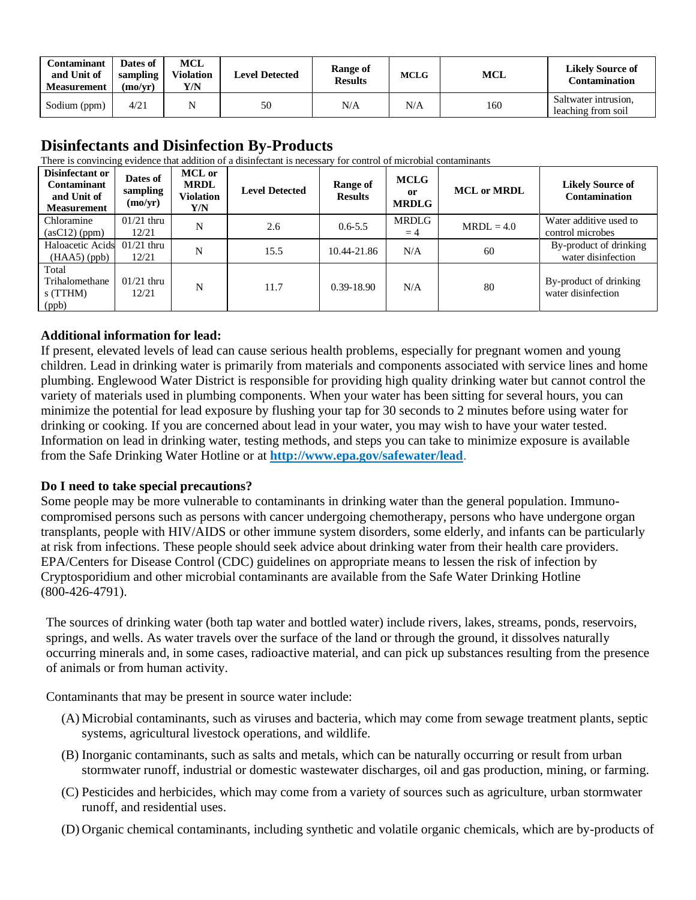| Contaminant and Unit of Measurement | Dates of sampling (mo/yr) | MCL Violation Y/N | Level Detected | Range of Results | MCLG | MCL | Likely Source of Contamination |
|---|---|---|---|---|---|---|---|
| Sodium (ppm) | 4/21 | N | 50 | N/A | N/A | 160 | Saltwater intrusion, leaching from soil |

## Disinfectants and Disinfection By-Products

There is convincing evidence that addition of a disinfectant is necessary for control of microbial contaminants

| Disinfectant or Contaminant and Unit of Measurement | Dates of sampling (mo/yr) | MCL or MRDL Violation Y/N | Level Detected | Range of Results | MCLG or MRDLG | MCL or MRDL | Likely Source of Contamination |
|---|---|---|---|---|---|---|---|
| Chloramine (asC12) (ppm) | 01/21 thru 12/21 | N | 2.6 | 0.6-5.5 | MRDLG = 4 | MRDL = 4.0 | Water additive used to control microbes |
| Haloacetic Acids (HAA5) (ppb) | 01/21 thru 12/21 | N | 15.5 | 10.44-21.86 | N/A | 60 | By-product of drinking water disinfection |
| Total Trihalomethanes (TTHM) (ppb) | 01/21 thru 12/21 | N | 11.7 | 0.39-18.90 | N/A | 80 | By-product of drinking water disinfection |

**Additional information for lead:**

If present, elevated levels of lead can cause serious health problems, especially for pregnant women and young children. Lead in drinking water is primarily from materials and components associated with service lines and home plumbing. Englewood Water District is responsible for providing high quality drinking water but cannot control the variety of materials used in plumbing components. When your water has been sitting for several hours, you can minimize the potential for lead exposure by flushing your tap for 30 seconds to 2 minutes before using water for drinking or cooking. If you are concerned about lead in your water, you may wish to have your water tested. Information on lead in drinking water, testing methods, and steps you can take to minimize exposure is available from the Safe Drinking Water Hotline or at **http://www.epa.gov/safewater/lead**.

**Do I need to take special precautions?**

Some people may be more vulnerable to contaminants in drinking water than the general population. Immuno-compromised persons such as persons with cancer undergoing chemotherapy, persons who have undergone organ transplants, people with HIV/AIDS or other immune system disorders, some elderly, and infants can be particularly at risk from infections. These people should seek advice about drinking water from their health care providers. EPA/Centers for Disease Control (CDC) guidelines on appropriate means to lessen the risk of infection by Cryptosporidium and other microbial contaminants are available from the Safe Water Drinking Hotline (800-426-4791).

The sources of drinking water (both tap water and bottled water) include rivers, lakes, streams, ponds, reservoirs, springs, and wells. As water travels over the surface of the land or through the ground, it dissolves naturally occurring minerals and, in some cases, radioactive material, and can pick up substances resulting from the presence of animals or from human activity.

Contaminants that may be present in source water include:

(A) Microbial contaminants, such as viruses and bacteria, which may come from sewage treatment plants, septic systems, agricultural livestock operations, and wildlife.

(B) Inorganic contaminants, such as salts and metals, which can be naturally occurring or result from urban stormwater runoff, industrial or domestic wastewater discharges, oil and gas production, mining, or farming.

(C) Pesticides and herbicides, which may come from a variety of sources such as agriculture, urban stormwater runoff, and residential uses.

(D) Organic chemical contaminants, including synthetic and volatile organic chemicals, which are by-products of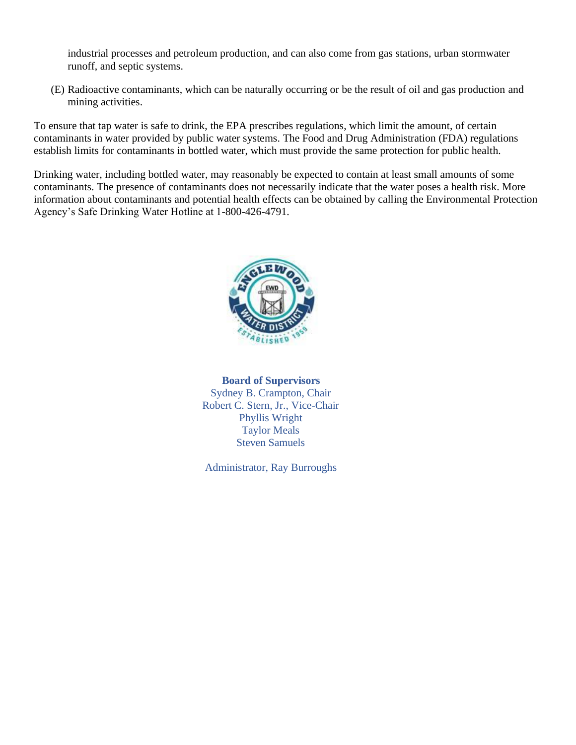industrial processes and petroleum production, and can also come from gas stations, urban stormwater runoff, and septic systems.

(E) Radioactive contaminants, which can be naturally occurring or be the result of oil and gas production and mining activities.

To ensure that tap water is safe to drink, the EPA prescribes regulations, which limit the amount, of certain contaminants in water provided by public water systems. The Food and Drug Administration (FDA) regulations establish limits for contaminants in bottled water, which must provide the same protection for public health.

Drinking water, including bottled water, may reasonably be expected to contain at least small amounts of some contaminants. The presence of contaminants does not necessarily indicate that the water poses a health risk. More information about contaminants and potential health effects can be obtained by calling the Environmental Protection Agency's Safe Drinking Water Hotline at 1-800-426-4791.

ENGLEWOOD WATER DISTRICT
EWD
ESTABLISHED 1959

**Board of Supervisors**
Sydney B. Crampton, Chair
Robert C. Stern, Jr., Vice-Chair
Phyllis Wright
Taylor Meals
Steven Samuels

Administrator, Ray Burroughs